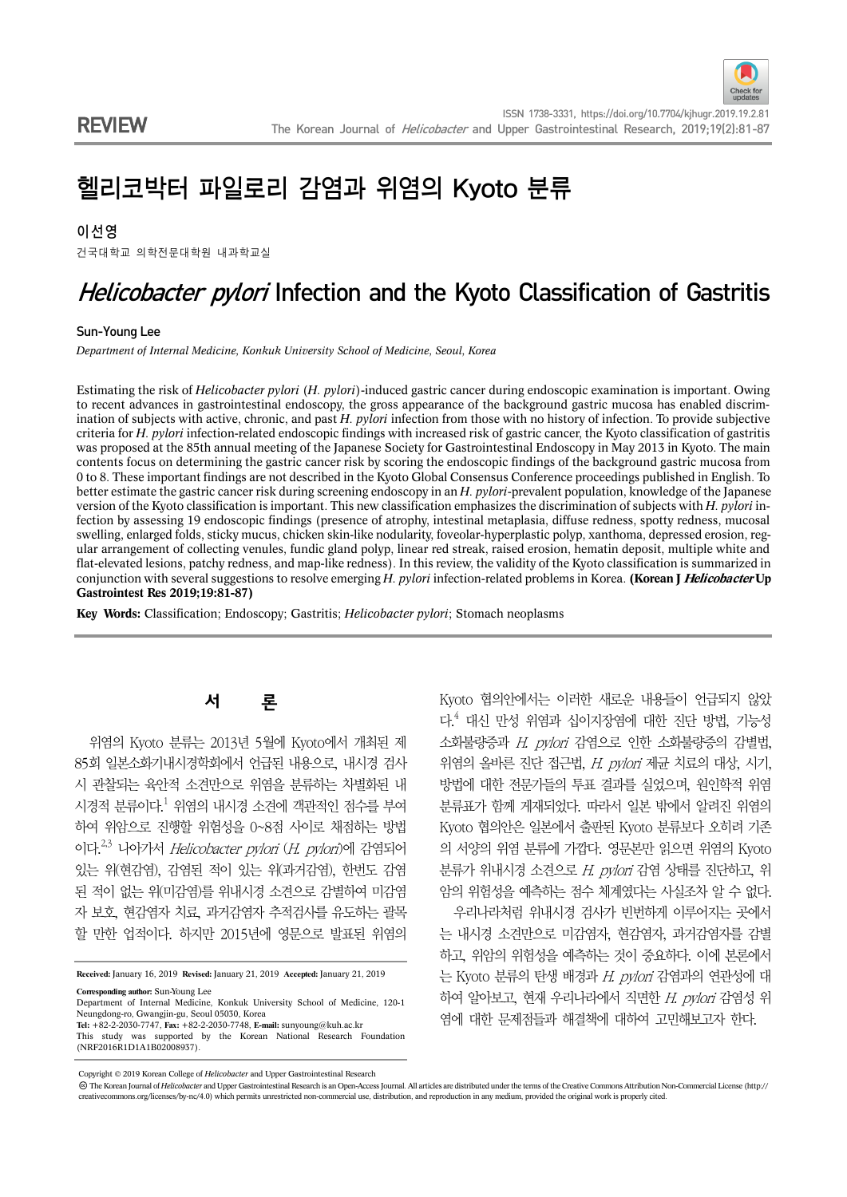REVIEW

# 헬리코박터 파일로리 감염과 위염의 Kyoto 분류

이선영

건국대학교 의학전문대학원 내과학교실

# *Helicobacter pylori* Infection and the Kyoto Classification of Gastritis

Sun-Young Lee

*Department of Internal Medicine, Konkuk University School of Medicine, Seoul, Korea*

Estimating the risk of *Helicobacter pylori* (*H. pylori*)-induced gastric cancer during endoscopic examination is important. Owing to recent advances in gastrointestinal endoscopy, the gross appearance of the background gastric mucosa has enabled discrimination of subjects with active, chronic, and past *H. pylori* infection from those with no history of infection. To provide subjective criteria for *H. pylori* infection-related endoscopic findings with increased risk of gastric cancer, the Kyoto classification of gastritis was proposed at the 85th annual meeting of the Japanese Society for Gastrointestinal Endoscopy in May 2013 in Kyoto. The main contents focus on determining the gastric cancer risk by scoring the endoscopic findings of the background gastric mucosa from 0 to 8. These important findings are not described in the Kyoto Global Consensus Conference proceedings published in English. To better estimate the gastric cancer risk during screening endoscopy in an *H. pylori*-prevalent population, knowledge of the Japanese version of the Kyoto classification is important. This new classification emphasizes the discrimination of subjects with *H. pylori* infection by assessing 19 endoscopic findings (presence of atrophy, intestinal metaplasia, diffuse redness, spotty redness, mucosal swelling, enlarged folds, sticky mucus, chicken skin-like nodularity, foveolar-hyperplastic polyp, xanthoma, depressed erosion, regular arrangement of collecting venules, fundic gland polyp, linear red streak, raised erosion, hematin deposit, multiple white and flat-elevated lesions, patchy redness, and map-like redness). In this review, the validity of the Kyoto classification is summarized in conjunction with several suggestions to resolve emerging *H. pylori* infection-related problems in Korea. **(Korean J *Helicobacter* Up Gastrointest Res 2019;19:81-87)**

**Key Words:** Classification; Endoscopy; Gastritis; *Helicobacter pylori*; Stomach neoplasms

## 서 론

위염의 Kyoto 분류는 2013년 5월에 Kyoto에서 개최된 제85회 일본소화기내시경학회에서 언급된 내용으로, 내시경 검사 시 관찰되는 육안적 소견만으로 위염을 분류하는 차별화된 내시경적 분류이다.[1] 위염의 내시경 소견에 객관적인 점수를 부여하여 위암으로 진행할 위험성을 0~8점 사이로 채점하는 방법이다.[2,3] 나아가서 *Helicobacter pylori* (*H. pylori*)에 감염되어 있는 위(현감염), 감염된 적이 있는 위(과거감염), 한번도 감염된 적이 없는 위(미감염)를 위내시경 소견으로 감별하여 미감염자 보호, 현감염자 치료, 과거감염자 추적검사를 유도하는 괄목할 만한 업적이다. 하지만 2015년에 영문으로 발표된 위염의 Kyoto 협의안에서는 이러한 새로운 내용들이 언급되지 않았다.[4] 대신 만성 위염과 십이지장염에 대한 진단 방법, 기능성 소화불량증과 *H. pylori* 감염으로 인한 소화불량증의 감별법, 위염의 올바른 진단 접근법, *H. pylori* 제균 치료의 대상, 시기, 방법에 대한 전문가들의 투표 결과를 실었으며, 원인학적 위염 분류표가 함께 게재되었다. 따라서 일본 밖에서 알려진 위염의 Kyoto 협의안은 일본에서 출판된 Kyoto 분류보다 오히려 기존의 서양의 위염 분류에 가깝다. 영문본만 읽으면 위염의 Kyoto 분류가 위내시경 소견으로 *H. pylori* 감염 상태를 진단하고, 위암의 위험성을 예측하는 점수 체계였다는 사실조차 알 수 없다.

우리나라처럼 위내시경 검사가 빈번하게 이루어지는 곳에서는 내시경 소견만으로 미감염자, 현감염자, 과거감염자를 감별하고, 위암의 위험성을 예측하는 것이 중요하다. 이에 본론에서는 Kyoto 분류의 탄생 배경과 *H. pylori* 감염과의 연관성에 대하여 알아보고, 현재 우리나라에서 직면한 *H. pylori* 감염성 위염에 대한 문제점들과 해결책에 대하여 고민해보고자 한다.

**Received:** January 16, 2019 **Revised:** January 21, 2019 **Accepted:** January 21, 2019

**Corresponding author:** Sun-Young Lee
Department of Internal Medicine, Konkuk University School of Medicine, 120-1 Neungdong-ro, Gwangjin-gu, Seoul 05030, Korea
**Tel:** +82-2-2030-7747, **Fax:** +82-2-2030-7748, **E-mail:** sunyoung@kuh.ac.kr
This study was supported by the Korean National Research Foundation (NRF2016R1D1A1B02008937).

Copyright © 2019 Korean College of *Helicobacter* and Upper Gastrointestinal Research
The Korean Journal of *Helicobacter* and Upper Gastrointestinal Research is an Open-Access Journal. All articles are distributed under the terms of the Creative Commons Attribution Non-Commercial License (http://creativecommons.org/licenses/by-nc/4.0) which permits unrestricted non-commercial use, distribution, and reproduction in any medium, provided the original work is properly cited.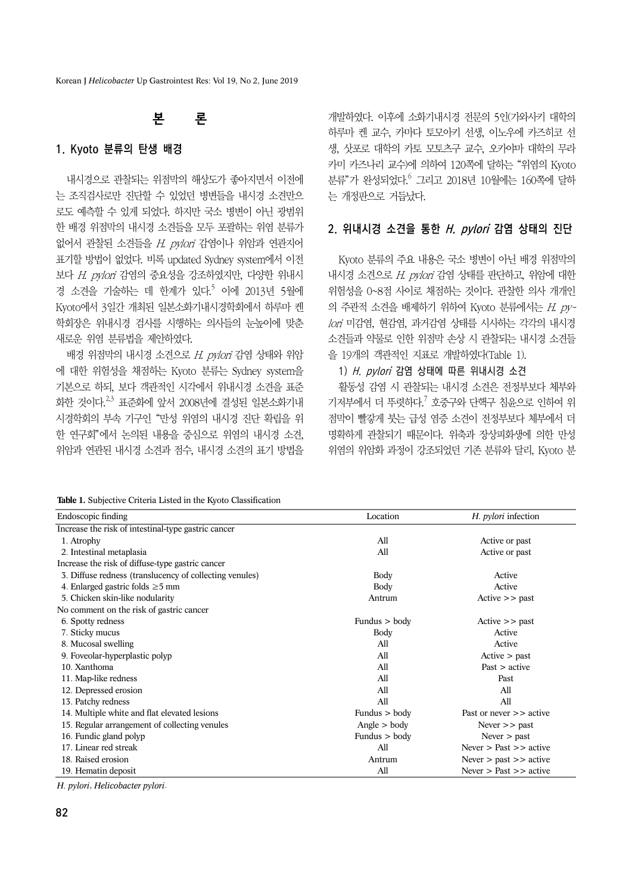# 본 론

## 1. Kyoto 분류의 탄생 배경

내시경으로 관찰되는 위점막의 해상도가 좋아지면서 이전에는 조직검사로만 진단할 수 있었던 병변들을 내시경 소견만으로도 예측할 수 있게 되었다. 하지만 국소 병변이 아닌 광범위한 배경 위점막의 내시경 소견들을 모두 포괄하는 위염 분류가 없어서 관찰된 소견들을 *H. pylori* 감염이나 위암과 연관지어 표기할 방법이 없었다. 비록 updated Sydney system에서 이전보다 *H. pylori* 감염의 중요성을 강조하였지만, 다양한 위내시경 소견을 기술하는 데 한계가 있다.[5] 이에 2013년 5월에 Kyoto에서 3일간 개최된 일본소화기내시경학회에서 하루마 켄 학회장은 위내시경 검사를 시행하는 의사들의 눈높이에 맞춘 새로운 위염 분류법을 제안하였다.

배경 위점막의 내시경 소견으로 *H. pylori* 감염 상태와 위암에 대한 위험성을 채점하는 Kyoto 분류는 Sydney system을 기본으로 하되, 보다 객관적인 시각에서 위내시경 소견을 표준화한 것이다.[2,3] 표준화에 앞서 2008년에 결성된 일본소화기내시경학회의 부속 기구인 "만성 위염의 내시경 진단 확립을 위한 연구회"에서 논의된 내용을 중심으로 위염의 내시경 소견, 위암과 연관된 내시경 소견과 점수, 내시경 소견의 표기 방법을 개발하였다. 이후에 소화기내시경 전문의 5인(가와사키 대학의 하루마 켄 교수, 카마다 토모아키 선생, 이노우에 카즈히코 선생, 삿포로 대학의 카토 모토츠구 교수, 오카야마 대학의 무라카미 카즈나리 교수)에 의하여 120쪽에 달하는 "위염의 Kyoto 분류"가 완성되었다.[6] 그리고 2018년 10월에는 160쪽에 달하는 개정판으로 거듭났다.

## 2. 위내시경 소견을 통한 *H. pylori* 감염 상태의 진단

Kyoto 분류의 주요 내용은 국소 병변이 아닌 배경 위점막의 내시경 소견으로 *H. pylori* 감염 상태를 판단하고, 위암에 대한 위험성을 0~8점 사이로 채점하는 것이다. 관찰한 의사 개개인의 주관적 소견을 배제하기 위하여 Kyoto 분류에서는 *H. pylori* 미감염, 현감염, 과거감염 상태를 시사하는 각각의 내시경 소견들과 약물로 인한 위점막 손상 시 관찰되는 내시경 소견들을 19개의 객관적인 지표로 개발하였다(Table 1).

### 1) *H. pylori* 감염 상태에 따른 위내시경 소견

활동성 감염 시 관찰되는 내시경 소견은 전정부보다 체부와 기저부에서 더 뚜렷하다.[7] 호중구와 단핵구 침윤으로 인하여 위점막이 빨갛게 붓는 급성 염증 소견이 전정부보다 체부에서 더 명확하게 관찰되기 때문이다. 위축과 장상피화생에 의한 만성 위염의 위암화 과정이 강조되었던 기존 분류와 달리, Kyoto 분

**Table 1.** Subjective Criteria Listed in the Kyoto Classification

| Endoscopic finding | Location | *H. pylori* infection |
|---|---|---|
| Increase the risk of intestinal-type gastric cancer | | |
| 1. Atrophy | All | Active or past |
| 2. Intestinal metaplasia | All | Active or past |
| Increase the risk of diffuse-type gastric cancer | | |
| 3. Diffuse redness (translucency of collecting venules) | Body | Active |
| 4. Enlarged gastric folds ≥5 mm | Body | Active |
| 5. Chicken skin-like nodularity | Antrum | Active >> past |
| No comment on the risk of gastric cancer | | |
| 6. Spotty redness | Fundus > body | Active >> past |
| 7. Sticky mucus | Body | Active |
| 8. Mucosal swelling | All | Active |
| 9. Foveolar-hyperplastic polyp | All | Active > past |
| 10. Xanthoma | All | Past > active |
| 11. Map-like redness | All | Past |
| 12. Depressed erosion | All | All |
| 13. Patchy redness | All | All |
| 14. Multiple white and flat elevated lesions | Fundus > body | Past or never >> active |
| 15. Regular arrangement of collecting venules | Angle > body | Never >> past |
| 16. Fundic gland polyp | Fundus > body | Never > past |
| 17. Linear red streak | All | Never > Past >> active |
| 18. Raised erosion | Antrum | Never > past >> active |
| 19. Hematin deposit | All | Never > Past >> active |

*H. pylori*, *Helicobacter pylori*.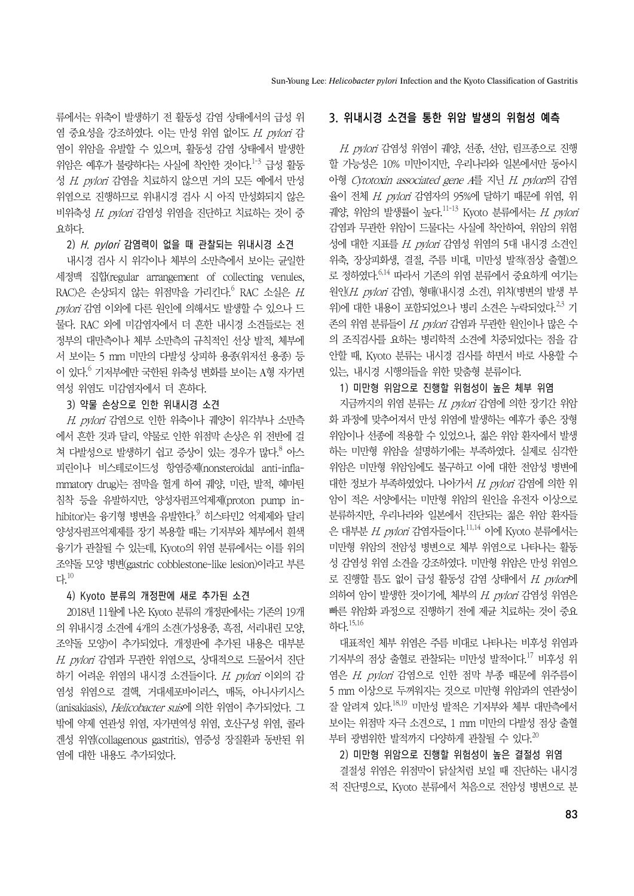류에서는 위축이 발생하기 전 활동성 감염 상태에서의 급성 위염 중요성을 강조하였다. 이는 만성 위염 없이도 *H. pylori* 감염이 위암을 유발할 수 있으며, 활동성 감염 상태에서 발생한 위암은 예후가 불량하다는 사실에 착안한 것이다.[1-3] 급성 활동성 *H. pylori* 감염을 치료하지 않으면 거의 모든 예에서 만성 위염으로 진행하므로 위내시경 검사 시 아직 만성화되지 않은 비위축성 *H. pylori* 감염성 위염을 진단하고 치료하는 것이 중요하다.

#### 2) *H. pylori* 감염력이 없을 때 관찰되는 위내시경 소견

내시경 검사 시 위각이나 체부의 소만측에서 보이는 균일한 세정맥 집합(regular arrangement of collecting venules, RAC)은 손상되지 않는 위점막을 가리킨다.[6] RAC 소실은 *H. pylori* 감염 이외에 다른 원인에 의해서도 발생할 수 있으나 드물다. RAC 외에 미감염자에서 더 흔한 내시경 소견들로는 전정부의 대만측이나 체부 소만측의 규칙적인 선상 발적, 체부에서 보이는 5 mm 미만의 다발성 상피하 융종(위저선 용종) 등이 있다.[6] 기저부에만 국한된 위축성 변화를 보이는 A형 자가면역성 위염도 미감염자에서 더 흔하다.

#### 3) 약물 손상으로 인한 위내시경 소견

*H. pylori* 감염으로 인한 위축이나 궤양이 위각부나 소만측에서 흔한 것과 달리, 약물로 인한 위점막 손상은 위 전반에 걸쳐 다발성으로 발생하기 쉽고 증상이 있는 경우가 많다.[8] 아스피린이나 비스테로이드성 항염증제(nonsteroidal anti-inflammatory drug)는 점막을 헐게 하여 궤양, 미란, 발적, 헤마틴 침착 등을 유발하지만, 양성자펌프억제제(proton pump inhibitor)는 융기형 병변을 유발한다.[9] 히스타민2 억제제와 달리 양성자펌프억제제를 장기 복용할 때는 기저부와 체부에서 흰색 융기가 관찰될 수 있는데, Kyoto의 위염 분류에서는 이를 위의 조약돌 모양 병변(gastric cobblestone-like lesion)이라고 부른다.[10]

#### 4) Kyoto 분류의 개정판에 새로 추가된 소견

2018년 11월에 나온 Kyoto 분류의 개정판에서는 기존의 19개의 위내시경 소견에 4개의 소견(가성용종, 흑점, 서리내린 모양, 조약돌 모양)이 추가되었다. 개정판에 추가된 내용은 대부분 *H. pylori* 감염과 무관한 위염으로, 상대적으로 드물어서 진단하기 어려운 위염의 내시경 소견들이다. *H. pylori* 이외의 감염성 위염으로 결핵, 거대세포바이러스, 매독, 아니사키시스(anisakiasis), *Helicobacter suis*에 의한 위염이 추가되었다. 그 밖에 약제 연관성 위염, 자가면역성 위염, 호산구성 위염, 콜라겐성 위염(collagenous gastritis), 염증성 장질환과 동반된 위염에 대한 내용도 추가되었다.

### 3. 위내시경 소견을 통한 위암 발생의 위험성 예측

*H. pylori* 감염성 위염이 궤양, 선종, 선암, 림프종으로 진행할 가능성은 10% 미만이지만, 우리나라와 일본에서만 동아시아형 *Cytotoxin associated gene A*를 지닌 *H. pylori*의 감염율이 전체 *H. pylori* 감염자의 95%에 달하기 때문에 위염, 위궤양, 위암의 발생률이 높다.[11-13] Kyoto 분류에서는 *H. pylori* 감염과 무관한 위암이 드물다는 사실에 착안하여, 위암의 위험성에 대한 지표를 *H. pylori* 감염성 위염의 5대 내시경 소견인 위축, 장상피화생, 결절, 주름 비대, 미만성 발적(점상 출혈)으로 정하였다.[6,14] 따라서 기존의 위염 분류에서 중요하게 여기는 원인(*H. pylori* 감염), 형태(내시경 소견), 위치(병변의 발생 부위)에 대한 내용이 포함되었으나 병리 소견은 누락되었다.[2,3] 기존의 위염 분류들이 *H. pylori* 감염과 무관한 원인이나 많은 수의 조직검사를 요하는 병리학적 소견에 치중되었다는 점을 감안할 때, Kyoto 분류는 내시경 검사를 하면서 바로 사용할 수 있는, 내시경 시행의들을 위한 맞춤형 분류이다.

#### 1) 미만형 위암으로 진행할 위험성이 높은 체부 위염

지금까지의 위염 분류는 *H. pylori* 감염에 의한 장기간 위암화 과정에 맞추어져서 만성 위염에 발생하는 예후가 좋은 장형 위암이나 선종에 적용할 수 있었으나, 젊은 위암 환자에서 발생하는 미만형 위암을 설명하기에는 부족하였다. 실제로 심각한 위암은 미만형 위암임에도 불구하고 이에 대한 전암성 병변에 대한 정보가 부족하였었다. 나아가서 *H. pylori* 감염에 의한 위암이 적은 서양에서는 미만형 위암의 원인을 유전자 이상으로 분류하지만, 우리나라와 일본에서 진단되는 젊은 위암 환자들은 대부분 *H. pylori* 감염자들이다.[11,14] 이에 Kyoto 분류에서는 미만형 위암의 전암성 병변으로 체부 위염으로 나타나는 활동성 감염성 위염 소견을 강조하였다. 미만형 위암은 만성 위염으로 진행할 틈도 없이 급성 활동성 감염 상태에서 *H. pylori*에 의하여 암이 발생한 것이기에, 체부의 *H. pylori* 감염성 위염은 빠른 위암화 과정으로 진행하기 전에 제균 치료하는 것이 중요하다.[15,16]

대표적인 체부 위염은 주름 비대로 나타나는 비후성 위염과 기저부의 점상 출혈로 관찰되는 미만성 발적이다.[17] 비후성 위염은 *H. pylori* 감염으로 인한 점막 부종 때문에 위주름이 5 mm 이상으로 두꺼워지는 것으로 미만형 위암과의 연관성이 잘 알려져 있다.[18,19] 미만성 발적은 기저부와 체부 대만측에서 보이는 위점막 자극 소견으로, 1 mm 미만의 다발성 점상 출혈부터 광범위한 발적까지 다양하게 관찰될 수 있다.[20]

#### 2) 미만형 위암으로 진행할 위험성이 높은 결절성 위염

결절성 위염은 위점막이 닭살처럼 보일 때 진단하는 내시경적 진단명으로, Kyoto 분류에서 처음으로 전암성 병변으로 분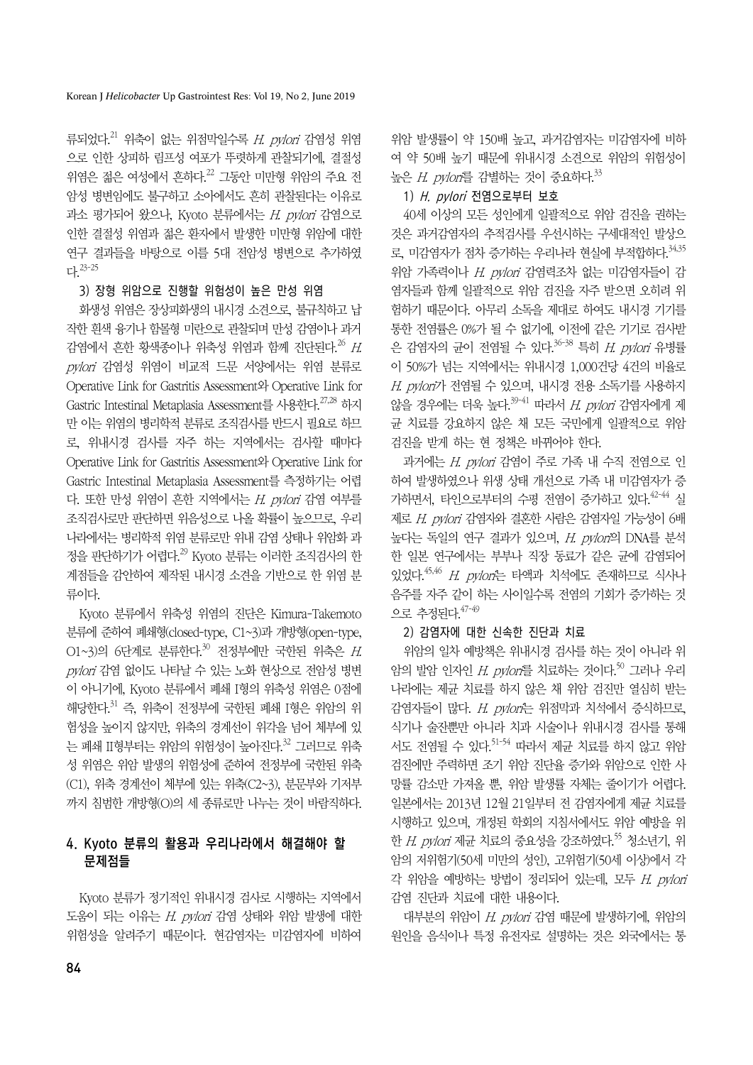류되었다.[21] 위축이 없는 위점막일수록 *H. pylori* 감염성 위염으로 인한 상피하 림프성 여포가 뚜렷하게 관찰되기에, 결절성 위염은 젊은 여성에서 흔하다.[22] 그동안 미만형 위암의 주요 전암성 병변임에도 불구하고 소아에서도 흔히 관찰된다는 이유로 과소 평가되어 왔으나, Kyoto 분류에서는 *H. pylori* 감염으로 인한 결절성 위염과 젊은 환자에서 발생한 미만형 위암에 대한 연구 결과들을 바탕으로 이를 5대 전암성 병변으로 추가하였다.[23-25]

### 3) 장형 위암으로 진행할 위험성이 높은 만성 위염

화생성 위염은 장상피화생의 내시경 소견으로, 불규칙하고 납작한 흰색 융기나 함몰형 미란으로 관찰되며 만성 감염이나 과거 감염에서 흔한 황색종이나 위축성 위염과 함께 진단된다.[26] *H. pylori* 감염성 위염이 비교적 드문 서양에서는 위염 분류로 Operative Link for Gastritis Assessment와 Operative Link for Gastric Intestinal Metaplasia Assessment를 사용한다.[27,28] 하지만 이는 위염의 병리학적 분류로 조직검사를 반드시 필요로 하므로, 위내시경 검사를 자주 하는 지역에서는 검사할 때마다 Operative Link for Gastritis Assessment와 Operative Link for Gastric Intestinal Metaplasia Assessment를 측정하기는 어렵다. 또한 만성 위염이 흔한 지역에서는 *H. pylori* 감염 여부를 조직검사로만 판단하면 위음성으로 나올 확률이 높으므로, 우리나라에서는 병리학적 위염 분류로만 위내 감염 상태나 위암화 과정을 판단하기가 어렵다.[29] Kyoto 분류는 이러한 조직검사의 한계점들을 감안하여 제작된 내시경 소견을 기반으로 한 위염 분류이다.

Kyoto 분류에서 위축성 위염의 진단은 Kimura-Takemoto 분류에 준하여 폐쇄형(closed-type, C1~3)과 개방형(open-type, O1~3)의 6단계로 분류한다.[30] 전정부에만 국한된 위축은 *H. pylori* 감염 없이도 나타날 수 있는 노화 현상으로 전암성 병변이 아니기에, Kyoto 분류에서 폐쇄 I형의 위축성 위염은 0점에 해당한다.[31] 즉, 위축이 전정부에 국한된 폐쇄 I형은 위암의 위험성을 높이지 않지만, 위축의 경계선이 위각을 넘어 체부에 있는 폐쇄 II형부터는 위암의 위험성이 높아진다.[32] 그러므로 위축성 위염은 위암 발생의 위험성에 준하여 전정부에 국한된 위축(C1), 위축 경계선이 체부에 있는 위축(C2~3), 분문부와 기저부까지 침범한 개방형(O)의 세 종류로만 나누는 것이 바람직하다.

## 4. Kyoto 분류의 활용과 우리나라에서 해결해야 할 문제점들

Kyoto 분류가 정기적인 위내시경 검사로 시행하는 지역에서 도움이 되는 이유는 *H. pylori* 감염 상태와 위암 발생에 대한 위험성을 알려주기 때문이다. 현감염자는 미감염자에 비하여 위암 발생률이 약 150배 높고, 과거감염자는 미감염자에 비하여 약 50배 높기 때문에 위내시경 소견으로 위암의 위험성이 높은 *H. pylori*를 감별하는 것이 중요하다.[33]

### 1) *H. pylori* 전염으로부터 보호

40세 이상의 모든 성인에게 일괄적으로 위암 검진을 권하는 것은 과거감염자의 추적검사를 우선시하는 구세대적인 발상으로, 미감염자가 점차 증가하는 우리나라 현실에 부적합하다.[34,35] 위암 가족력이나 *H. pylori* 감염력조차 없는 미감염자들이 감염자들과 함께 일괄적으로 위암 검진을 자주 받으면 오히려 위험하기 때문이다. 아무리 소독을 제대로 하여도 내시경 기기를 통한 전염률은 0%가 될 수 없기에, 이전에 같은 기기로 검사받은 감염자의 균이 전염될 수 있다.[36-38] 특히 *H. pylori* 유병률이 50%가 넘는 지역에서는 위내시경 1,000건당 4건의 비율로 *H. pylori*가 전염될 수 있으며, 내시경 전용 소독기를 사용하지 않을 경우에는 더욱 높다.[39-41] 따라서 *H. pylori* 감염자에게 제균 치료를 강요하지 않은 채 모든 국민에게 일괄적으로 위암 검진을 받게 하는 현 정책은 바뀌어야 한다.

과거에는 *H. pylori* 감염이 주로 가족 내 수직 전염으로 인하여 발생하였으나 위생 상태 개선으로 가족 내 미감염자가 증가하면서, 타인으로부터의 수평 전염이 증가하고 있다.[42-44] 실제로 *H. pylori* 감염자와 결혼한 사람은 감염자일 가능성이 6배 높다는 독일의 연구 결과가 있으며, *H. pylori*의 DNA를 분석한 일본 연구에서는 부부나 직장 동료가 같은 균에 감염되어 있었다.[45,46] *H. pylori*는 타액과 치석에도 존재하므로 식사나 음주를 자주 같이 하는 사이일수록 전염의 기회가 증가하는 것으로 추정된다.[47-49]

### 2) 감염자에 대한 신속한 진단과 치료

위암의 일차 예방책은 위내시경 검사를 하는 것이 아니라 위암의 발암 인자인 *H. pylori*를 치료하는 것이다.[50] 그러나 우리나라에는 제균 치료를 하지 않은 채 위암 검진만 열심히 받는 감염자들이 많다. *H. pylori*는 위점막과 치석에서 증식하므로, 식기나 술잔뿐만 아니라 치과 시술이나 위내시경 검사를 통해서도 전염될 수 있다.[51-54] 따라서 제균 치료를 하지 않고 위암 검진에만 주력하면 조기 위암 진단율 증가와 위암으로 인한 사망률 감소만 가져올 뿐, 위암 발생률 자체는 줄이기가 어렵다. 일본에서는 2013년 12월 21일부터 전 감염자에게 제균 치료를 시행하고 있으며, 개정된 학회의 지침서에서도 위암 예방을 위한 *H. pylori* 제균 치료의 중요성을 강조하였다.[55] 청소년기, 위암의 저위험기(50세 미만의 성인), 고위험기(50세 이상)에서 각각 위암을 예방하는 방법이 정리되어 있는데, 모두 *H. pylori* 감염 진단과 치료에 대한 내용이다.

대부분의 위암이 *H. pylori* 감염 때문에 발생하기에, 위암의 원인을 음식이나 특정 유전자로 설명하는 것은 외국에서는 통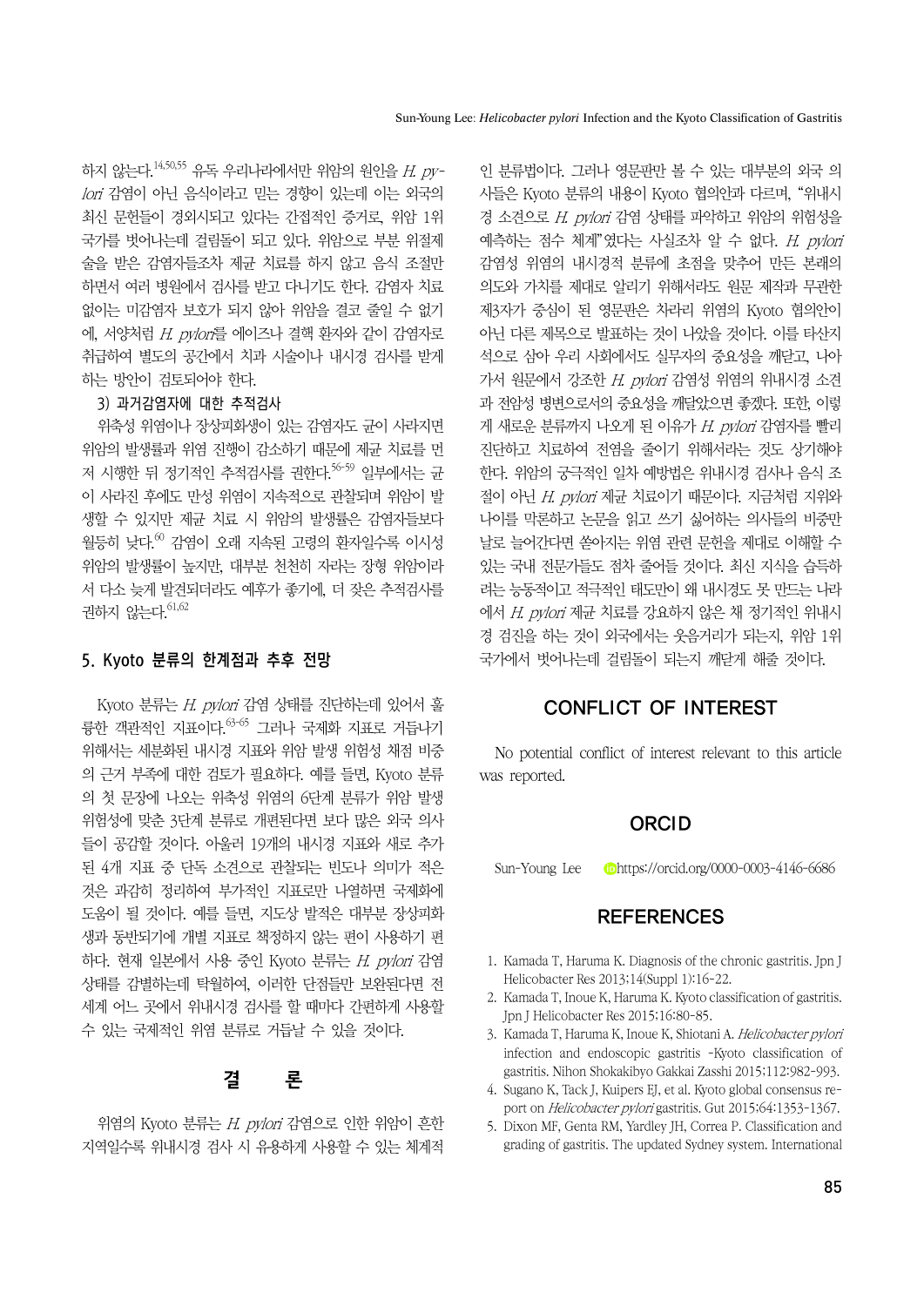하지 않는다.[14,50,55] 유독 우리나라에서만 위암의 원인을 *H. pylori* 감염이 아닌 음식이라고 믿는 경향이 있는데 이는 외국의 최신 문헌들이 경외시되고 있다는 간접적인 증거로, 위암 1위 국가를 벗어나는데 걸림돌이 되고 있다. 위암으로 부분 위절제술을 받은 감염자들조차 제균 치료를 하지 않고 음식 조절만 하면서 여러 병원에서 검사를 받고 다니기도 한다. 감염자 치료 없이는 미감염자 보호가 되지 않아 위암을 결코 줄일 수 없기에, 서양처럼 *H. pylori*를 에이즈나 결핵 환자와 같이 감염자로 취급하여 별도의 공간에서 치과 시술이나 내시경 검사를 받게 하는 방안이 검토되어야 한다.

#### 3) 과거감염자에 대한 추적검사

위축성 위염이나 장상피화생이 있는 감염자도 균이 사라지면 위암의 발생률과 위염 진행이 감소하기 때문에 제균 치료를 먼저 시행한 뒤 정기적인 추적검사를 권한다.[56-59] 일부에서는 균이 사라진 후에도 만성 위염이 지속적으로 관찰되며 위암이 발생할 수 있지만 제균 치료 시 위암의 발생률은 감염자들보다 월등히 낮다.[60] 감염이 오래 지속된 고령의 환자일수록 이시성 위암의 발생률이 높지만, 대부분 천천히 자라는 장형 위암이라서 다소 늦게 발견되더라도 예후가 좋기에, 더 잦은 추적검사를 권하지 않는다.[61,62]

### 5. Kyoto 분류의 한계점과 추후 전망

Kyoto 분류는 *H. pylori* 감염 상태를 진단하는데 있어서 훌륭한 객관적인 지표이다.[63-65] 그러나 국제화 지표로 거듭나기 위해서는 세분화된 내시경 지표와 위암 발생 위험성 채점 비중의 근거 부족에 대한 검토가 필요하다. 예를 들면, Kyoto 분류의 첫 문장에 나오는 위축성 위염의 6단계 분류가 위암 발생 위험성에 맞춘 3단계 분류로 개편된다면 보다 많은 외국 의사들이 공감할 것이다. 아울러 19개의 내시경 지표와 새로 추가된 4개 지표 중 단독 소견으로 관찰되는 빈도나 의미가 적은 것은 과감히 정리하여 부가적인 지표로만 나열하면 국제화에 도움이 될 것이다. 예를 들면, 지도상 발적은 대부분 장상피화생과 동반되기에 개별 지표로 책정하지 않는 편이 사용하기 편하다. 현재 일본에서 사용 중인 Kyoto 분류는 *H. pylori* 감염 상태를 감별하는데 탁월하여, 이러한 단점들만 보완된다면 전 세계 어느 곳에서 위내시경 검사를 할 때마다 간편하게 사용할 수 있는 국제적인 위염 분류로 거듭날 수 있을 것이다.

## 결 론

위염의 Kyoto 분류는 *H. pylori* 감염으로 인한 위암이 흔한 지역일수록 위내시경 검사 시 유용하게 사용할 수 있는 체계적인 분류법이다. 그러나 영문판만 볼 수 있는 대부분의 외국 의사들은 Kyoto 분류의 내용이 Kyoto 협의안과 다르며, "위내시경 소견으로 *H. pylori* 감염 상태를 파악하고 위암의 위험성을 예측하는 점수 체계"였다는 사실조차 알 수 없다. *H. pylori* 감염성 위염의 내시경적 분류에 초점을 맞추어 만든 본래의 의도와 가치를 제대로 알리기 위해서라도 원문 제작과 무관한 제3자가 중심이 된 영문판은 차라리 위염의 Kyoto 협의안이 아닌 다른 제목으로 발표하는 것이 나았을 것이다. 이를 타산지석으로 삼아 우리 사회에서도 실무자의 중요성을 깨닫고, 나아가서 원문에서 강조한 *H. pylori* 감염성 위염의 위내시경 소견과 전암성 병변으로서의 중요성을 깨달았으면 좋겠다. 또한, 이렇게 새로운 분류까지 나오게 된 이유가 *H. pylori* 감염자를 빨리 진단하고 치료하여 전염을 줄이기 위해서라는 것도 상기해야 한다. 위암의 궁극적인 일차 예방법은 위내시경 검사나 음식 조절이 아닌 *H. pylori* 제균 치료이기 때문이다. 지금처럼 지위와 나이를 막론하고 논문을 읽고 쓰기 싫어하는 의사들의 비중만 날로 늘어간다면 쏟아지는 위염 관련 문헌을 제대로 이해할 수 있는 국내 전문가들도 점차 줄어들 것이다. 최신 지식을 습득하려는 능동적이고 적극적인 태도만이 왜 내시경도 못 만드는 나라에서 *H. pylori* 제균 치료를 강요하지 않은 채 정기적인 위내시경 검진을 하는 것이 외국에서는 웃음거리가 되는지, 위암 1위 국가에서 벗어나는데 걸림돌이 되는지 깨닫게 해줄 것이다.

## CONFLICT OF INTEREST

No potential conflict of interest relevant to this article was reported.

## ORCID

Sun-Young Lee https://orcid.org/0000-0003-4146-6686

## REFERENCES

1. Kamada T, Haruma K. Diagnosis of the chronic gastritis. Jpn J Helicobacter Res 2013;14(Suppl 1):16-22.
2. Kamada T, Inoue K, Haruma K. Kyoto classification of gastritis. Jpn J Helicobacter Res 2015;16:80-85.
3. Kamada T, Haruma K, Inoue K, Shiotani A. *Helicobacter pylori* infection and endoscopic gastritis -Kyoto classification of gastritis. Nihon Shokakibyo Gakkai Zasshi 2015;112:982-993.
4. Sugano K, Tack J, Kuipers EJ, et al. Kyoto global consensus report on *Helicobacter pylori* gastritis. Gut 2015;64:1353-1367.
5. Dixon MF, Genta RM, Yardley JH, Correa P. Classification and grading of gastritis. The updated Sydney system. International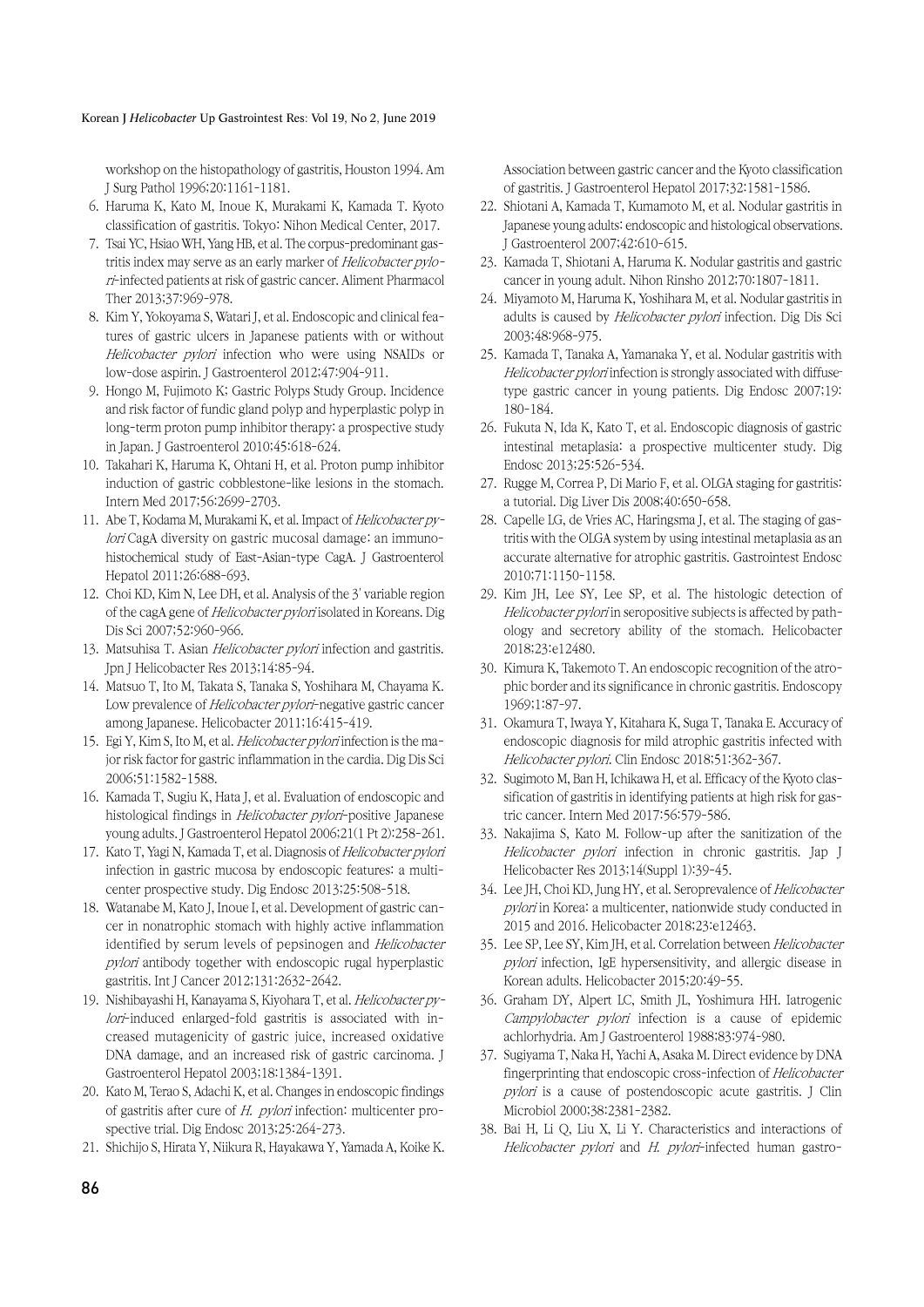workshop on the histopathology of gastritis, Houston 1994. Am J Surg Pathol 1996;20:1161-1181.

6. Haruma K, Kato M, Inoue K, Murakami K, Kamada T. Kyoto classification of gastritis. Tokyo: Nihon Medical Center, 2017.
7. Tsai YC, Hsiao WH, Yang HB, et al. The corpus-predominant gastritis index may serve as an early marker of *Helicobacter pylori*-infected patients at risk of gastric cancer. Aliment Pharmacol Ther 2013;37:969-978.
8. Kim Y, Yokoyama S, Watari J, et al. Endoscopic and clinical features of gastric ulcers in Japanese patients with or without *Helicobacter pylori* infection who were using NSAIDs or low-dose aspirin. J Gastroenterol 2012;47:904-911.
9. Hongo M, Fujimoto K; Gastric Polyps Study Group. Incidence and risk factor of fundic gland polyp and hyperplastic polyp in long-term proton pump inhibitor therapy: a prospective study in Japan. J Gastroenterol 2010;45:618-624.
10. Takahari K, Haruma K, Ohtani H, et al. Proton pump inhibitor induction of gastric cobblestone-like lesions in the stomach. Intern Med 2017;56:2699-2703.
11. Abe T, Kodama M, Murakami K, et al. Impact of *Helicobacter pylori* CagA diversity on gastric mucosal damage: an immunohistochemical study of East-Asian-type CagA. J Gastroenterol Hepatol 2011;26:688-693.
12. Choi KD, Kim N, Lee DH, et al. Analysis of the 3' variable region of the cagA gene of *Helicobacter pylori* isolated in Koreans. Dig Dis Sci 2007;52:960-966.
13. Matsuhisa T. Asian *Helicobacter pylori* infection and gastritis. Jpn J Helicobacter Res 2013;14:85-94.
14. Matsuo T, Ito M, Takata S, Tanaka S, Yoshihara M, Chayama K. Low prevalence of *Helicobacter pylori*-negative gastric cancer among Japanese. Helicobacter 2011;16:415-419.
15. Egi Y, Kim S, Ito M, et al. *Helicobacter pylori* infection is the major risk factor for gastric inflammation in the cardia. Dig Dis Sci 2006;51:1582-1588.
16. Kamada T, Sugiu K, Hata J, et al. Evaluation of endoscopic and histological findings in *Helicobacter pylori*-positive Japanese young adults. J Gastroenterol Hepatol 2006;21(1 Pt 2):258-261.
17. Kato T, Yagi N, Kamada T, et al. Diagnosis of *Helicobacter pylori* infection in gastric mucosa by endoscopic features: a multicenter prospective study. Dig Endosc 2013;25:508-518.
18. Watanabe M, Kato J, Inoue I, et al. Development of gastric cancer in nonatrophic stomach with highly active inflammation identified by serum levels of pepsinogen and *Helicobacter pylori* antibody together with endoscopic rugal hyperplastic gastritis. Int J Cancer 2012;131:2632-2642.
19. Nishibayashi H, Kanayama S, Kiyohara T, et al. *Helicobacter pylori*-induced enlarged-fold gastritis is associated with increased mutagenicity of gastric juice, increased oxidative DNA damage, and an increased risk of gastric carcinoma. J Gastroenterol Hepatol 2003;18:1384-1391.
20. Kato M, Terao S, Adachi K, et al. Changes in endoscopic findings of gastritis after cure of *H. pylori* infection: multicenter prospective trial. Dig Endosc 2013;25:264-273.
21. Shichijo S, Hirata Y, Niikura R, Hayakawa Y, Yamada A, Koike K. Association between gastric cancer and the Kyoto classification of gastritis. J Gastroenterol Hepatol 2017;32:1581-1586.
22. Shiotani A, Kamada T, Kumamoto M, et al. Nodular gastritis in Japanese young adults: endoscopic and histological observations. J Gastroenterol 2007;42:610-615.
23. Kamada T, Shiotani A, Haruma K. Nodular gastritis and gastric cancer in young adult. Nihon Rinsho 2012;70:1807-1811.
24. Miyamoto M, Haruma K, Yoshihara M, et al. Nodular gastritis in adults is caused by *Helicobacter pylori* infection. Dig Dis Sci 2003;48:968-975.
25. Kamada T, Tanaka A, Yamanaka Y, et al. Nodular gastritis with *Helicobacter pylori* infection is strongly associated with diffuse-type gastric cancer in young patients. Dig Endosc 2007;19:180-184.
26. Fukuta N, Ida K, Kato T, et al. Endoscopic diagnosis of gastric intestinal metaplasia: a prospective multicenter study. Dig Endosc 2013;25:526-534.
27. Rugge M, Correa P, Di Mario F, et al. OLGA staging for gastritis: a tutorial. Dig Liver Dis 2008;40:650-658.
28. Capelle LG, de Vries AC, Haringsma J, et al. The staging of gastritis with the OLGA system by using intestinal metaplasia as an accurate alternative for atrophic gastritis. Gastrointest Endosc 2010;71:1150-1158.
29. Kim JH, Lee SY, Lee SP, et al. The histologic detection of *Helicobacter pylori* in seropositive subjects is affected by pathology and secretory ability of the stomach. Helicobacter 2018;23:e12480.
30. Kimura K, Takemoto T. An endoscopic recognition of the atrophic border and its significance in chronic gastritis. Endoscopy 1969;1:87-97.
31. Okamura T, Iwaya Y, Kitahara K, Suga T, Tanaka E. Accuracy of endoscopic diagnosis for mild atrophic gastritis infected with *Helicobacter pylori*. Clin Endosc 2018;51:362-367.
32. Sugimoto M, Ban H, Ichikawa H, et al. Efficacy of the Kyoto classification of gastritis in identifying patients at high risk for gastric cancer. Intern Med 2017;56:579-586.
33. Nakajima S, Kato M. Follow-up after the sanitization of the *Helicobacter pylori* infection in chronic gastritis. Jap J Helicobacter Res 2013;14(Suppl 1):39-45.
34. Lee JH, Choi KD, Jung HY, et al. Seroprevalence of *Helicobacter pylori* in Korea: a multicenter, nationwide study conducted in 2015 and 2016. Helicobacter 2018;23:e12463.
35. Lee SP, Lee SY, Kim JH, et al. Correlation between *Helicobacter pylori* infection, IgE hypersensitivity, and allergic disease in Korean adults. Helicobacter 2015;20:49-55.
36. Graham DY, Alpert LC, Smith JL, Yoshimura HH. Iatrogenic *Campylobacter pylori* infection is a cause of epidemic achlorhydria. Am J Gastroenterol 1988;83:974-980.
37. Sugiyama T, Naka H, Yachi A, Asaka M. Direct evidence by DNA fingerprinting that endoscopic cross-infection of *Helicobacter pylori* is a cause of postendoscopic acute gastritis. J Clin Microbiol 2000;38:2381-2382.
38. Bai H, Li Q, Liu X, Li Y. Characteristics and interactions of *Helicobacter pylori* and *H. pylori*-infected human gastro-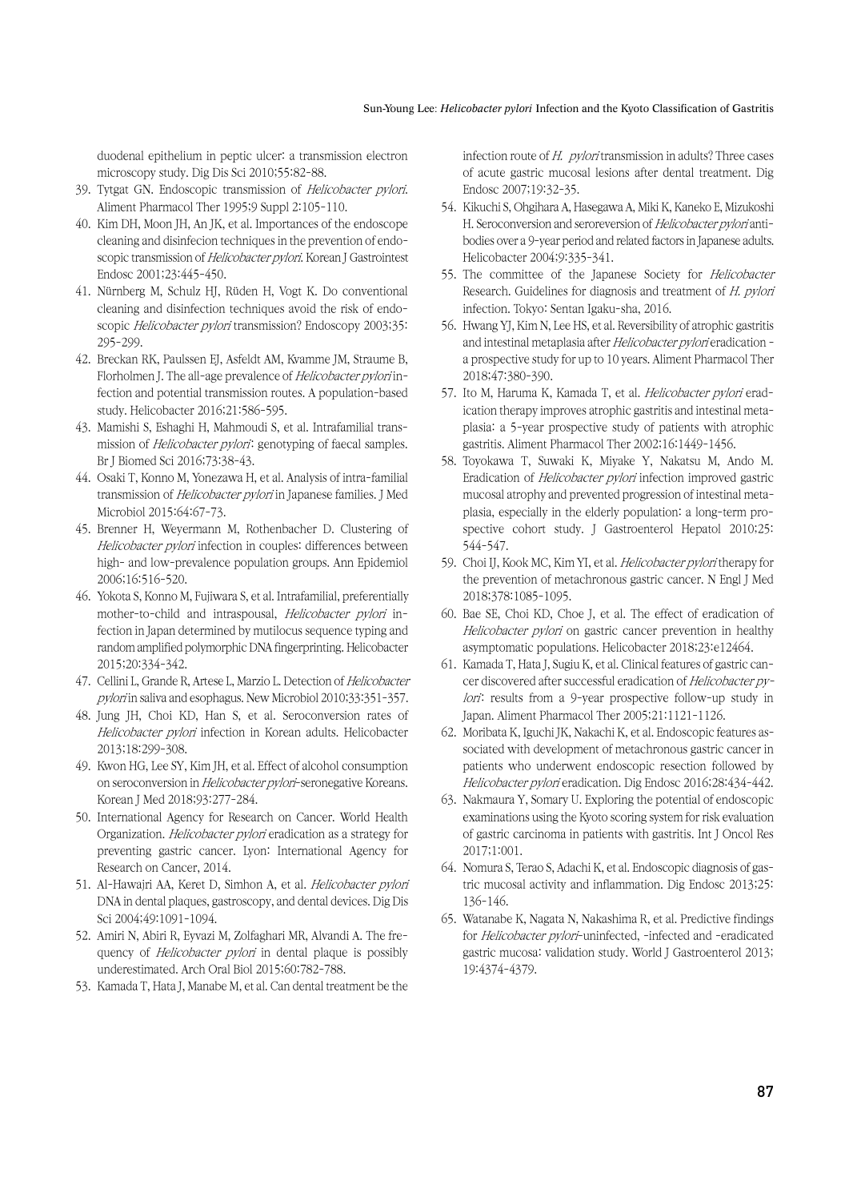duodenal epithelium in peptic ulcer: a transmission electron microscopy study. Dig Dis Sci 2010;55:82-88.

39. Tytgat GN. Endoscopic transmission of *Helicobacter pylori*. Aliment Pharmacol Ther 1995;9 Suppl 2:105-110.
40. Kim DH, Moon JH, An JK, et al. Importances of the endoscope cleaning and disinfecion techniques in the prevention of endoscopic transmission of *Helicobacter pylori*. Korean J Gastrointest Endosc 2001;23:445-450.
41. Nürnberg M, Schulz HJ, Rüden H, Vogt K. Do conventional cleaning and disinfection techniques avoid the risk of endoscopic *Helicobacter pylori* transmission? Endoscopy 2003;35: 295-299.
42. Breckan RK, Paulssen EJ, Asfeldt AM, Kvamme JM, Straume B, Florholmen J. The all-age prevalence of *Helicobacter pylori* infection and potential transmission routes. A population-based study. Helicobacter 2016;21:586-595.
43. Mamishi S, Eshaghi H, Mahmoudi S, et al. Intrafamilial transmission of *Helicobacter pylori*: genotyping of faecal samples. Br J Biomed Sci 2016;73:38-43.
44. Osaki T, Konno M, Yonezawa H, et al. Analysis of intra-familial transmission of *Helicobacter pylori* in Japanese families. J Med Microbiol 2015;64:67-73.
45. Brenner H, Weyermann M, Rothenbacher D. Clustering of *Helicobacter pylori* infection in couples: differences between high- and low-prevalence population groups. Ann Epidemiol 2006;16:516-520.
46. Yokota S, Konno M, Fujiwara S, et al. Intrafamilial, preferentially mother-to-child and intraspousal, *Helicobacter pylori* infection in Japan determined by mutilocus sequence typing and random amplified polymorphic DNA fingerprinting. Helicobacter 2015;20:334-342.
47. Cellini L, Grande R, Artese L, Marzio L. Detection of *Helicobacter pylori* in saliva and esophagus. New Microbiol 2010;33:351-357.
48. Jung JH, Choi KD, Han S, et al. Seroconversion rates of *Helicobacter pylori* infection in Korean adults. Helicobacter 2013;18:299-308.
49. Kwon HG, Lee SY, Kim JH, et al. Effect of alcohol consumption on seroconversion in *Helicobacter pylori*-seronegative Koreans. Korean J Med 2018;93:277-284.
50. International Agency for Research on Cancer. World Health Organization. *Helicobacter pylori* eradication as a strategy for preventing gastric cancer. Lyon: International Agency for Research on Cancer, 2014.
51. Al-Hawajri AA, Keret D, Simhon A, et al. *Helicobacter pylori* DNA in dental plaques, gastroscopy, and dental devices. Dig Dis Sci 2004;49:1091-1094.
52. Amiri N, Abiri R, Eyvazi M, Zolfaghari MR, Alvandi A. The frequency of *Helicobacter pylori* in dental plaque is possibly underestimated. Arch Oral Biol 2015;60:782-788.
53. Kamada T, Hata J, Manabe M, et al. Can dental treatment be the infection route of *H. pylori* transmission in adults? Three cases of acute gastric mucosal lesions after dental treatment. Dig Endosc 2007;19:32-35.
54. Kikuchi S, Ohgihara A, Hasegawa A, Miki K, Kaneko E, Mizukoshi H. Seroconversion and seroreversion of *Helicobacter pylori* antibodies over a 9-year period and related factors in Japanese adults. Helicobacter 2004;9:335-341.
55. The committee of the Japanese Society for *Helicobacter* Research. Guidelines for diagnosis and treatment of *H. pylori* infection. Tokyo: Sentan Igaku-sha, 2016.
56. Hwang YJ, Kim N, Lee HS, et al. Reversibility of atrophic gastritis and intestinal metaplasia after *Helicobacter pylori* eradication - a prospective study for up to 10 years. Aliment Pharmacol Ther 2018;47:380-390.
57. Ito M, Haruma K, Kamada T, et al. *Helicobacter pylori* eradication therapy improves atrophic gastritis and intestinal metaplasia: a 5-year prospective study of patients with atrophic gastritis. Aliment Pharmacol Ther 2002;16:1449-1456.
58. Toyokawa T, Suwaki K, Miyake Y, Nakatsu M, Ando M. Eradication of *Helicobacter pylori* infection improved gastric mucosal atrophy and prevented progression of intestinal metaplasia, especially in the elderly population: a long-term prospective cohort study. J Gastroenterol Hepatol 2010;25: 544-547.
59. Choi IJ, Kook MC, Kim YI, et al. *Helicobacter pylori* therapy for the prevention of metachronous gastric cancer. N Engl J Med 2018;378:1085-1095.
60. Bae SE, Choi KD, Choe J, et al. The effect of eradication of *Helicobacter pylori* on gastric cancer prevention in healthy asymptomatic populations. Helicobacter 2018;23:e12464.
61. Kamada T, Hata J, Sugiu K, et al. Clinical features of gastric cancer discovered after successful eradication of *Helicobacter pylori*: results from a 9-year prospective follow-up study in Japan. Aliment Pharmacol Ther 2005;21:1121-1126.
62. Moribata K, Iguchi JK, Nakachi K, et al. Endoscopic features associated with development of metachronous gastric cancer in patients who underwent endoscopic resection followed by *Helicobacter pylori* eradication. Dig Endosc 2016;28:434-442.
63. Nakmaura Y, Somary U. Exploring the potential of endoscopic examinations using the Kyoto scoring system for risk evaluation of gastric carcinoma in patients with gastritis. Int J Oncol Res 2017;1:001.
64. Nomura S, Terao S, Adachi K, et al. Endoscopic diagnosis of gastric mucosal activity and inflammation. Dig Endosc 2013;25: 136-146.
65. Watanabe K, Nagata N, Nakashima R, et al. Predictive findings for *Helicobacter pylori*-uninfected, -infected and -eradicated gastric mucosa: validation study. World J Gastroenterol 2013; 19:4374-4379.